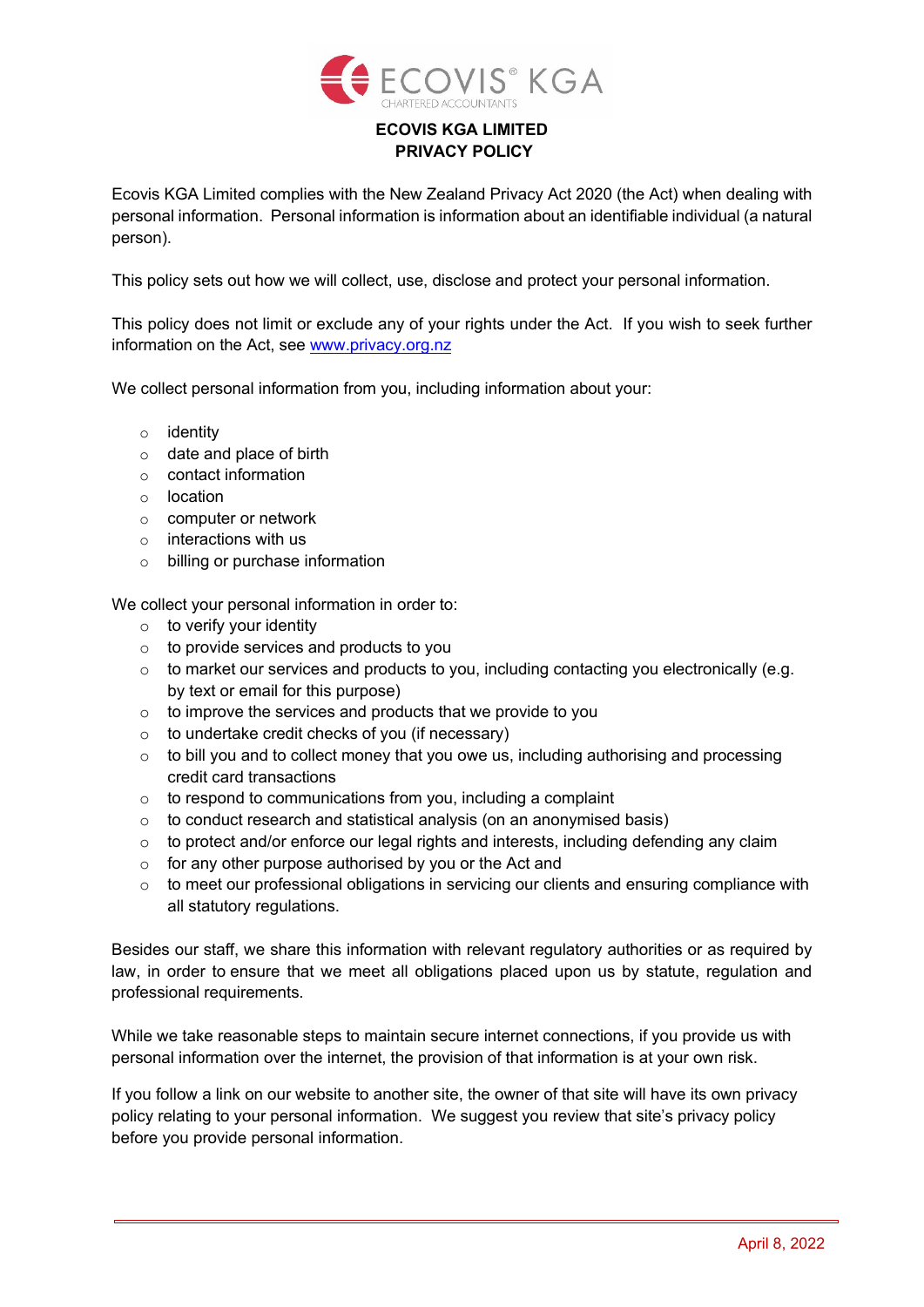# ECOVIS KGA LIMITED
# PRIVACY POLICY

Ecovis KGA Limited complies with the New Zealand Privacy Act 2020 (the Act) when dealing with personal information. Personal information is information about an identifiable individual (a natural person).

This policy sets out how we will collect, use, disclose and protect your personal information.

This policy does not limit or exclude any of your rights under the Act. If you wish to seek further information on the Act, see [www.privacy.org.nz](http://www.privacy.org.nz)

We collect personal information from you, including information about your:

- identity
- date and place of birth
- contact information
- location
- computer or network
- interactions with us
- billing or purchase information

We collect your personal information in order to:

- to verify your identity
- to provide services and products to you
- to market our services and products to you, including contacting you electronically (e.g. by text or email for this purpose)
- to improve the services and products that we provide to you
- to undertake credit checks of you (if necessary)
- to bill you and to collect money that you owe us, including authorising and processing credit card transactions
- to respond to communications from you, including a complaint
- to conduct research and statistical analysis (on an anonymised basis)
- to protect and/or enforce our legal rights and interests, including defending any claim
- for any other purpose authorised by you or the Act and
- to meet our professional obligations in servicing our clients and ensuring compliance with all statutory regulations.

Besides our staff, we share this information with relevant regulatory authorities or as required by law, in order to ensure that we meet all obligations placed upon us by statute, regulation and professional requirements.

While we take reasonable steps to maintain secure internet connections, if you provide us with personal information over the internet, the provision of that information is at your own risk.

If you follow a link on our website to another site, the owner of that site will have its own privacy policy relating to your personal information. We suggest you review that site's privacy policy before you provide personal information.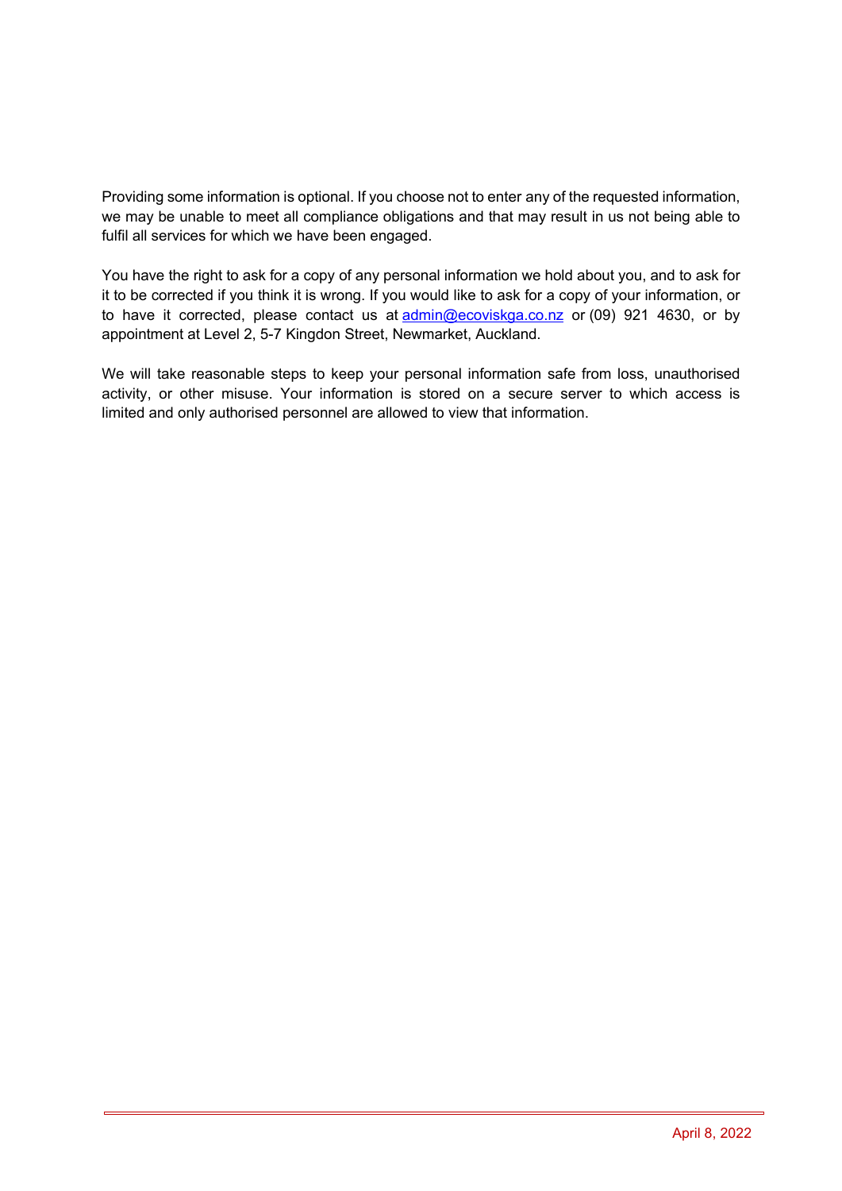Providing some information is optional. If you choose not to enter any of the requested information, we may be unable to meet all compliance obligations and that may result in us not being able to fulfil all services for which we have been engaged.

You have the right to ask for a copy of any personal information we hold about you, and to ask for it to be corrected if you think it is wrong. If you would like to ask for a copy of your information, or to have it corrected, please contact us at admin@ecoviskga.co.nz or (09) 921 4630, or by appointment at Level 2, 5-7 Kingdon Street, Newmarket, Auckland.

We will take reasonable steps to keep your personal information safe from loss, unauthorised activity, or other misuse. Your information is stored on a secure server to which access is limited and only authorised personnel are allowed to view that information.